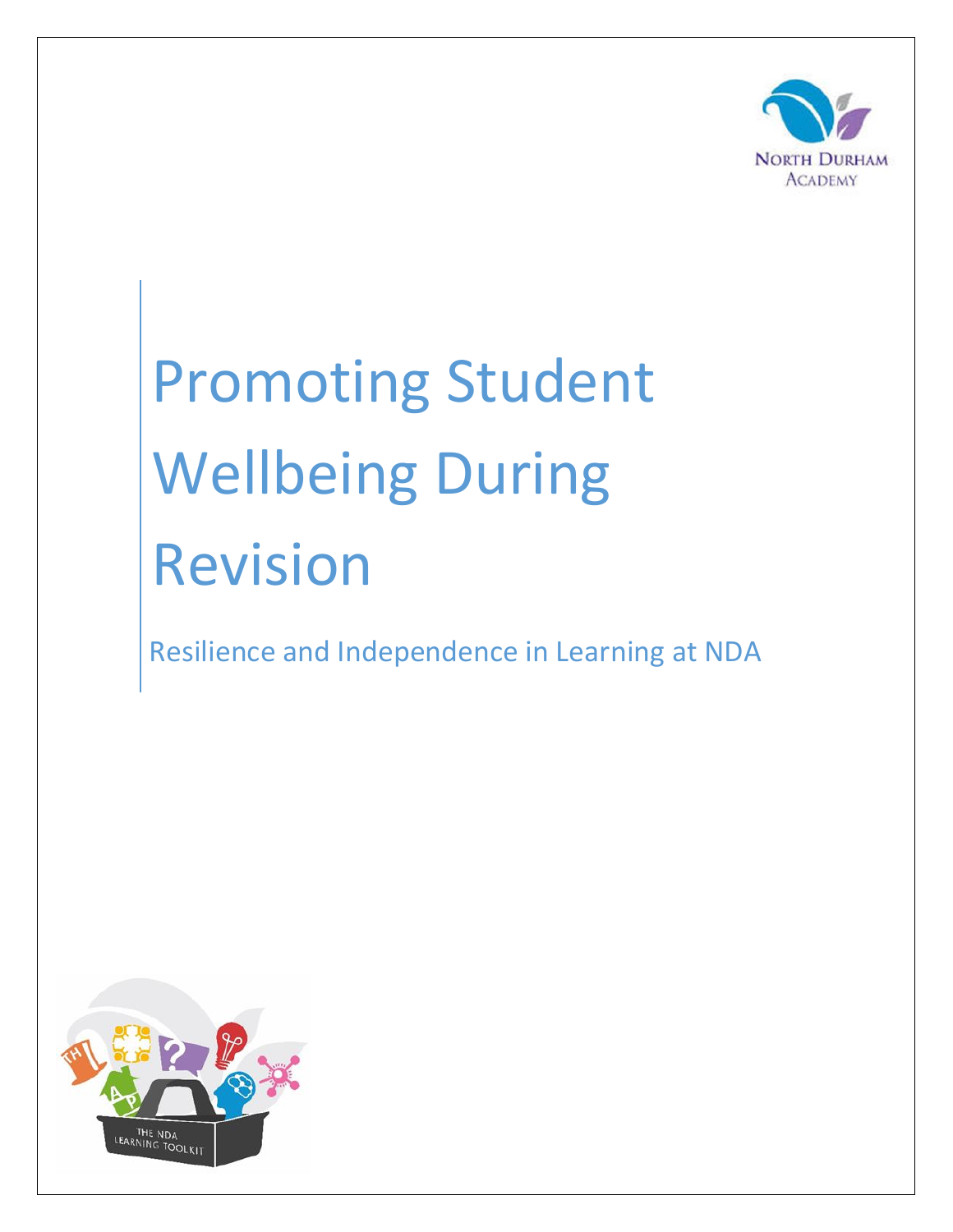NORTH DURHAM ACADEMY

# Promoting Student Wellbeing During Revision

## Resilience and Independence in Learning at NDA

THE NDA LEARNING TOOLKIT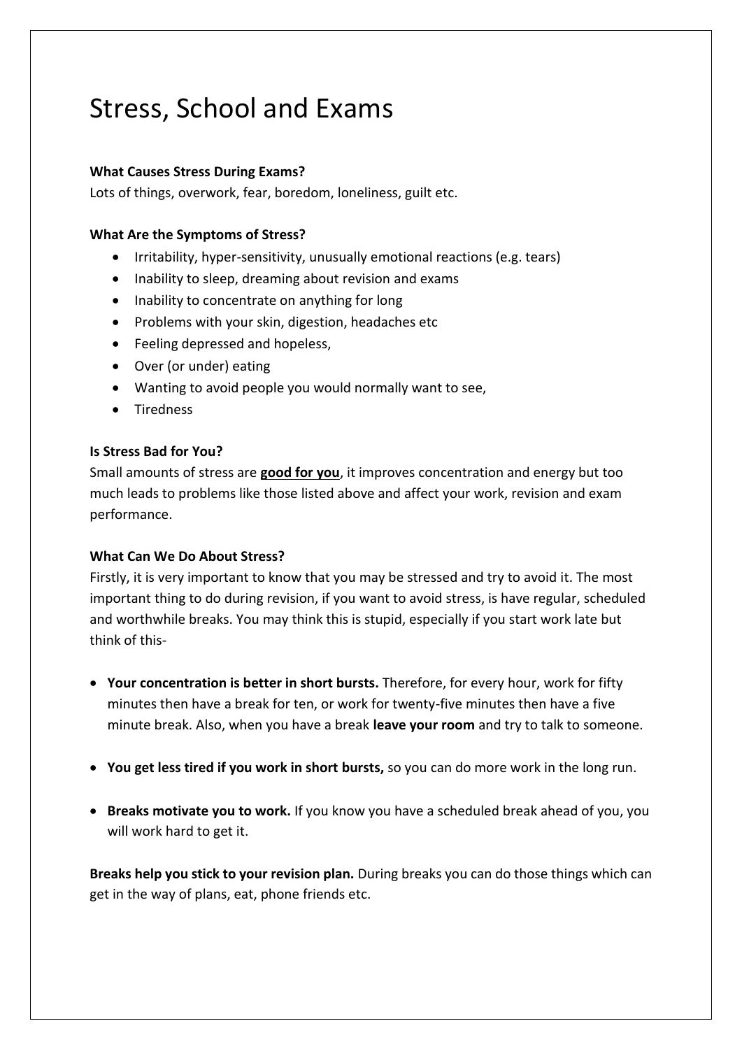# Stress, School and Exams

**What Causes Stress During Exams?**
Lots of things, overwork, fear, boredom, loneliness, guilt etc.

**What Are the Symptoms of Stress?**

- Irritability, hyper-sensitivity, unusually emotional reactions (e.g. tears)
- Inability to sleep, dreaming about revision and exams
- Inability to concentrate on anything for long
- Problems with your skin, digestion, headaches etc
- Feeling depressed and hopeless,
- Over (or under) eating
- Wanting to avoid people you would normally want to see,
- Tiredness

**Is Stress Bad for You?**
Small amounts of stress are <u>**good for you**</u>, it improves concentration and energy but too much leads to problems like those listed above and affect your work, revision and exam performance.

**What Can We Do About Stress?**
Firstly, it is very important to know that you may be stressed and try to avoid it. The most important thing to do during revision, if you want to avoid stress, is have regular, scheduled and worthwhile breaks. You may think this is stupid, especially if you start work late but think of this-

- **Your concentration is better in short bursts.** Therefore, for every hour, work for fifty minutes then have a break for ten, or work for twenty-five minutes then have a five minute break. Also, when you have a break **leave your room** and try to talk to someone.

- **You get less tired if you work in short bursts,** so you can do more work in the long run.

- **Breaks motivate you to work.** If you know you have a scheduled break ahead of you, you will work hard to get it.

**Breaks help you stick to your revision plan.** During breaks you can do those things which can get in the way of plans, eat, phone friends etc.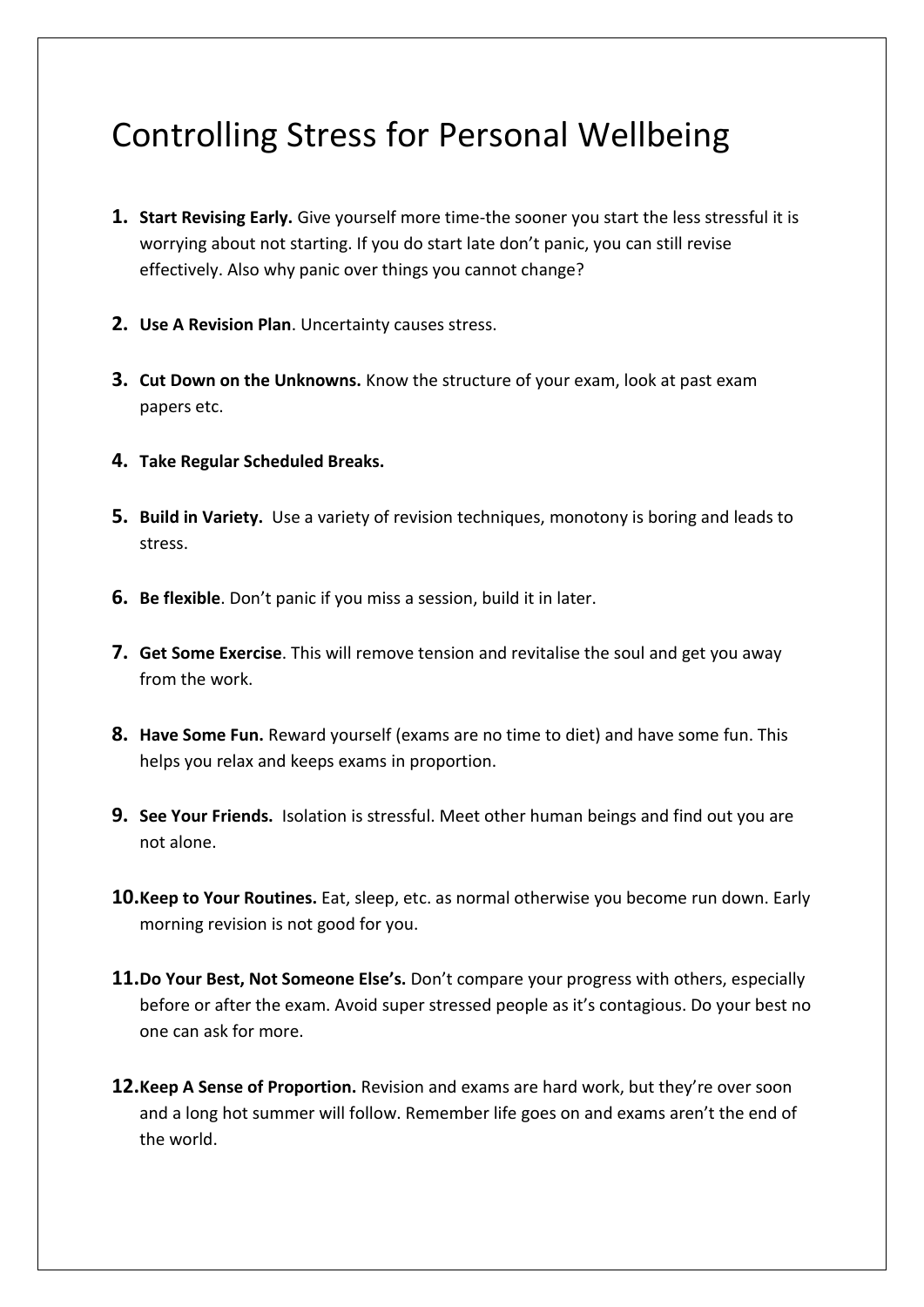# Controlling Stress for Personal Wellbeing

1. **Start Revising Early.** Give yourself more time-the sooner you start the less stressful it is worrying about not starting. If you do start late don't panic, you can still revise effectively. Also why panic over things you cannot change?

2. **Use A Revision Plan**. Uncertainty causes stress.

3. **Cut Down on the Unknowns.** Know the structure of your exam, look at past exam papers etc.

4. **Take Regular Scheduled Breaks.**

5. **Build in Variety.** Use a variety of revision techniques, monotony is boring and leads to stress.

6. **Be flexible**. Don't panic if you miss a session, build it in later.

7. **Get Some Exercise**. This will remove tension and revitalise the soul and get you away from the work.

8. **Have Some Fun.** Reward yourself (exams are no time to diet) and have some fun. This helps you relax and keeps exams in proportion.

9. **See Your Friends.** Isolation is stressful. Meet other human beings and find out you are not alone.

10. **Keep to Your Routines.** Eat, sleep, etc. as normal otherwise you become run down. Early morning revision is not good for you.

11. **Do Your Best, Not Someone Else's.** Don't compare your progress with others, especially before or after the exam. Avoid super stressed people as it's contagious. Do your best no one can ask for more.

12. **Keep A Sense of Proportion.** Revision and exams are hard work, but they're over soon and a long hot summer will follow. Remember life goes on and exams aren't the end of the world.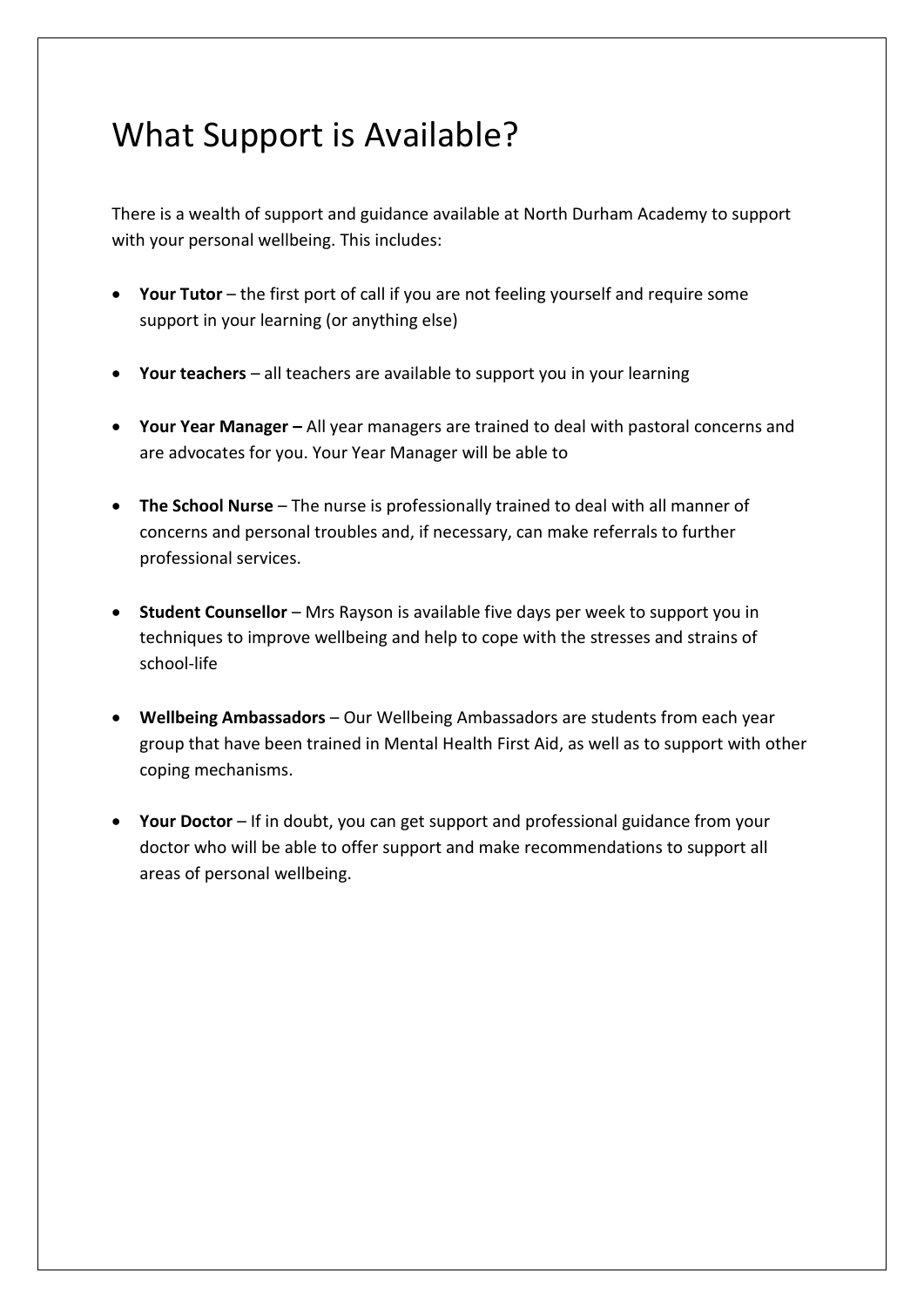# What Support is Available?

There is a wealth of support and guidance available at North Durham Academy to support with your personal wellbeing. This includes:

- **Your Tutor** – the first port of call if you are not feeling yourself and require some support in your learning (or anything else)
- **Your teachers** – all teachers are available to support you in your learning
- **Your Year Manager –** All year managers are trained to deal with pastoral concerns and are advocates for you. Your Year Manager will be able to
- **The School Nurse** – The nurse is professionally trained to deal with all manner of concerns and personal troubles and, if necessary, can make referrals to further professional services.
- **Student Counsellor** – Mrs Rayson is available five days per week to support you in techniques to improve wellbeing and help to cope with the stresses and strains of school-life
- **Wellbeing Ambassadors** – Our Wellbeing Ambassadors are students from each year group that have been trained in Mental Health First Aid, as well as to support with other coping mechanisms.
- **Your Doctor** – If in doubt, you can get support and professional guidance from your doctor who will be able to offer support and make recommendations to support all areas of personal wellbeing.